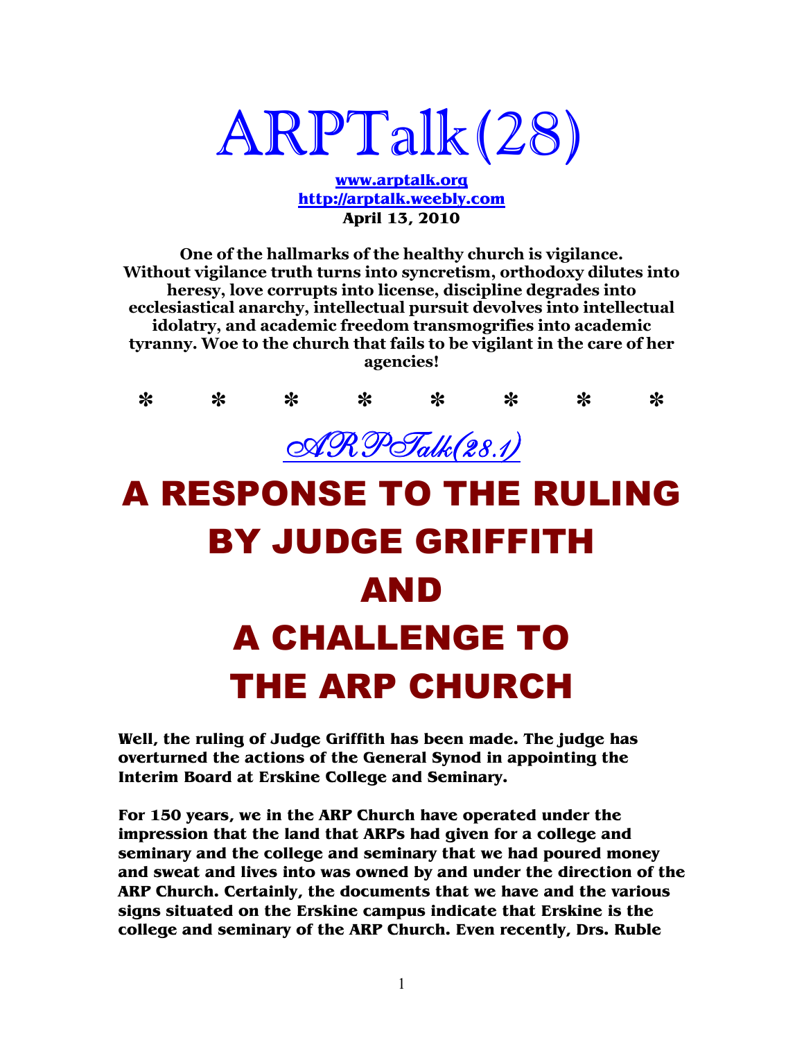# ARPTalk(28)

**[www.arptalk.org](http://www.arptalk.org)**
**[http://arptalk.weebly.com](http://arptalk.weebly.com)**
**April 13, 2010**

**One of the hallmarks of the healthy church is vigilance. Without vigilance truth turns into syncretism, orthodoxy dilutes into heresy, love corrupts into license, discipline degrades into ecclesiastical anarchy, intellectual pursuit devolves into intellectual idolatry, and academic freedom transmogrifies into academic tyranny. Woe to the church that fails to be vigilant in the care of her agencies!**

✻ ✻ ✻ ✻ ✻ ✻ ✻ ✻

## ARPTalk(28.1)

# A RESPONSE TO THE RULING BY JUDGE GRIFFITH AND A CHALLENGE TO THE ARP CHURCH

**Well, the ruling of Judge Griffith has been made. The judge has overturned the actions of the General Synod in appointing the Interim Board at Erskine College and Seminary.**

**For 150 years, we in the ARP Church have operated under the impression that the land that ARPs had given for a college and seminary and the college and seminary that we had poured money and sweat and lives into was owned by and under the direction of the ARP Church. Certainly, the documents that we have and the various signs situated on the Erskine campus indicate that Erskine is the college and seminary of the ARP Church. Even recently, Drs. Ruble**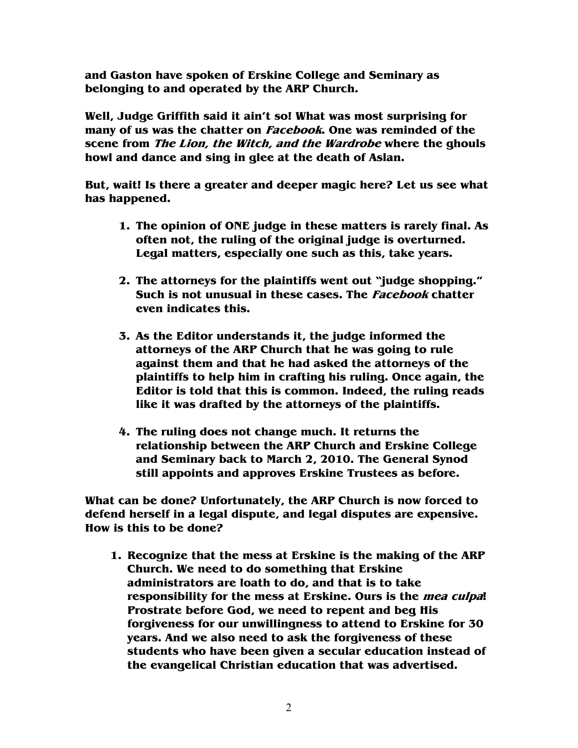**and Gaston have spoken of Erskine College and Seminary as belonging to and operated by the ARP Church.**

**Well, Judge Griffith said it ain't so! What was most surprising for many of us was the chatter on *Facebook*. One was reminded of the scene from *The Lion, the Witch, and the Wardrobe* where the ghouls howl and dance and sing in glee at the death of Aslan.**

**But, wait! Is there a greater and deeper magic here? Let us see what has happened.**

1. **The opinion of ONE judge in these matters is rarely final. As often not, the ruling of the original judge is overturned. Legal matters, especially one such as this, take years.**

2. **The attorneys for the plaintiffs went out "judge shopping." Such is not unusual in these cases. The *Facebook* chatter even indicates this.**

3. **As the Editor understands it, the judge informed the attorneys of the ARP Church that he was going to rule against them and that he had asked the attorneys of the plaintiffs to help him in crafting his ruling. Once again, the Editor is told that this is common. Indeed, the ruling reads like it was drafted by the attorneys of the plaintiffs.**

4. **The ruling does not change much. It returns the relationship between the ARP Church and Erskine College and Seminary back to March 2, 2010. The General Synod still appoints and approves Erskine Trustees as before.**

**What can be done? Unfortunately, the ARP Church is now forced to defend herself in a legal dispute, and legal disputes are expensive. How is this to be done?**

1. **Recognize that the mess at Erskine is the making of the ARP Church. We need to do something that Erskine administrators are loath to do, and that is to take responsibility for the mess at Erskine. Ours is the *mea culpa*! Prostrate before God, we need to repent and beg His forgiveness for our unwillingness to attend to Erskine for 30 years. And we also need to ask the forgiveness of these students who have been given a secular education instead of the evangelical Christian education that was advertised.**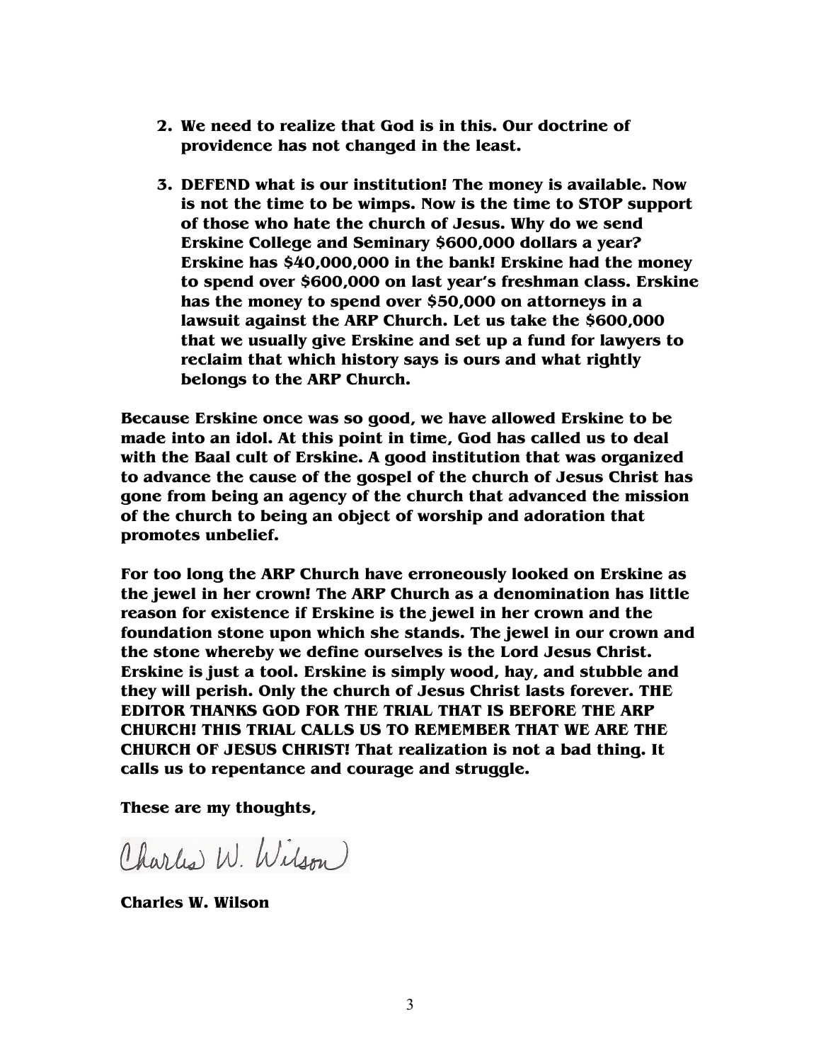2. **We need to realize that God is in this. Our doctrine of providence has not changed in the least.**

3. **DEFEND what is our institution! The money is available. Now is not the time to be wimps. Now is the time to STOP support of those who hate the church of Jesus. Why do we send Erskine College and Seminary $600,000 dollars a year? Erskine has $40,000,000 in the bank! Erskine had the money to spend over $600,000 on last year's freshman class. Erskine has the money to spend over $50,000 on attorneys in a lawsuit against the ARP Church. Let us take the $600,000 that we usually give Erskine and set up a fund for lawyers to reclaim that which history says is ours and what rightly belongs to the ARP Church.**

**Because Erskine once was so good, we have allowed Erskine to be made into an idol. At this point in time, God has called us to deal with the Baal cult of Erskine. A good institution that was organized to advance the cause of the gospel of the church of Jesus Christ has gone from being an agency of the church that advanced the mission of the church to being an object of worship and adoration that promotes unbelief.**

**For too long the ARP Church have erroneously looked on Erskine as the jewel in her crown! The ARP Church as a denomination has little reason for existence if Erskine is the jewel in her crown and the foundation stone upon which she stands. The jewel in our crown and the stone whereby we define ourselves is the Lord Jesus Christ. Erskine is just a tool. Erskine is simply wood, hay, and stubble and they will perish. Only the church of Jesus Christ lasts forever. THE EDITOR THANKS GOD FOR THE TRIAL THAT IS BEFORE THE ARP CHURCH! THIS TRIAL CALLS US TO REMEMBER THAT WE ARE THE CHURCH OF JESUS CHRIST! That realization is not a bad thing. It calls us to repentance and courage and struggle.**

**These are my thoughts,**

Charles W. Wilson

**Charles W. Wilson**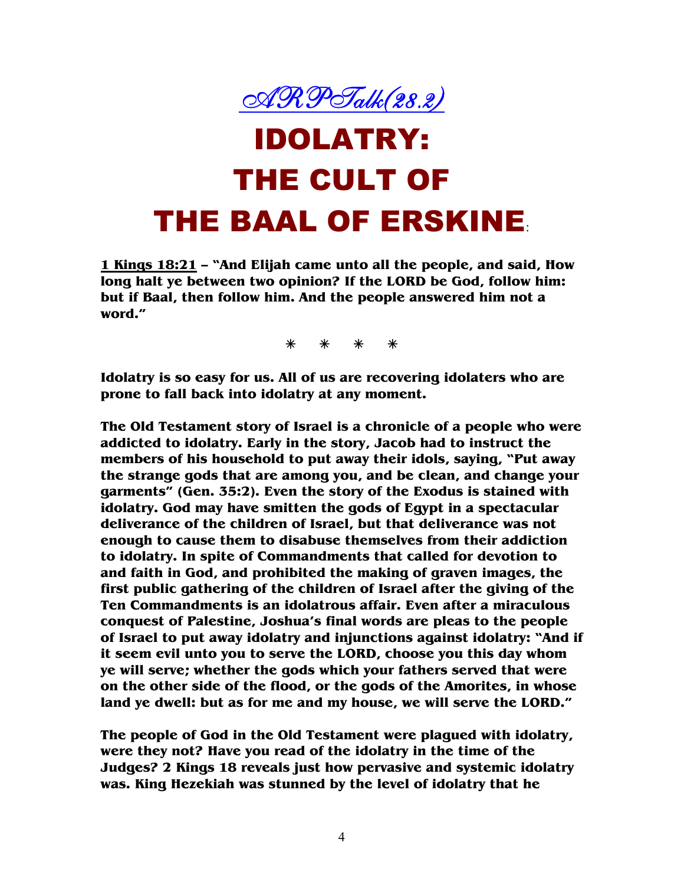*ARPTalk(28.2)*

# IDOLATRY: THE CULT OF THE BAAL OF ERSKINE:

**1 Kings 18:21 – "And Elijah came unto all the people, and said, How long halt ye between two opinion? If the LORD be God, follow him: but if Baal, then follow him. And the people answered him not a word."**

*   *   *   *

**Idolatry is so easy for us. All of us are recovering idolaters who are prone to fall back into idolatry at any moment.**

**The Old Testament story of Israel is a chronicle of a people who were addicted to idolatry. Early in the story, Jacob had to instruct the members of his household to put away their idols, saying, "Put away the strange gods that are among you, and be clean, and change your garments" (Gen. 35:2). Even the story of the Exodus is stained with idolatry. God may have smitten the gods of Egypt in a spectacular deliverance of the children of Israel, but that deliverance was not enough to cause them to disabuse themselves from their addiction to idolatry. In spite of Commandments that called for devotion to and faith in God, and prohibited the making of graven images, the first public gathering of the children of Israel after the giving of the Ten Commandments is an idolatrous affair. Even after a miraculous conquest of Palestine, Joshua's final words are pleas to the people of Israel to put away idolatry and injunctions against idolatry: "And if it seem evil unto you to serve the LORD, choose you this day whom ye will serve; whether the gods which your fathers served that were on the other side of the flood, or the gods of the Amorites, in whose land ye dwell: but as for me and my house, we will serve the LORD."**

**The people of God in the Old Testament were plagued with idolatry, were they not? Have you read of the idolatry in the time of the Judges? 2 Kings 18 reveals just how pervasive and systemic idolatry was. King Hezekiah was stunned by the level of idolatry that he**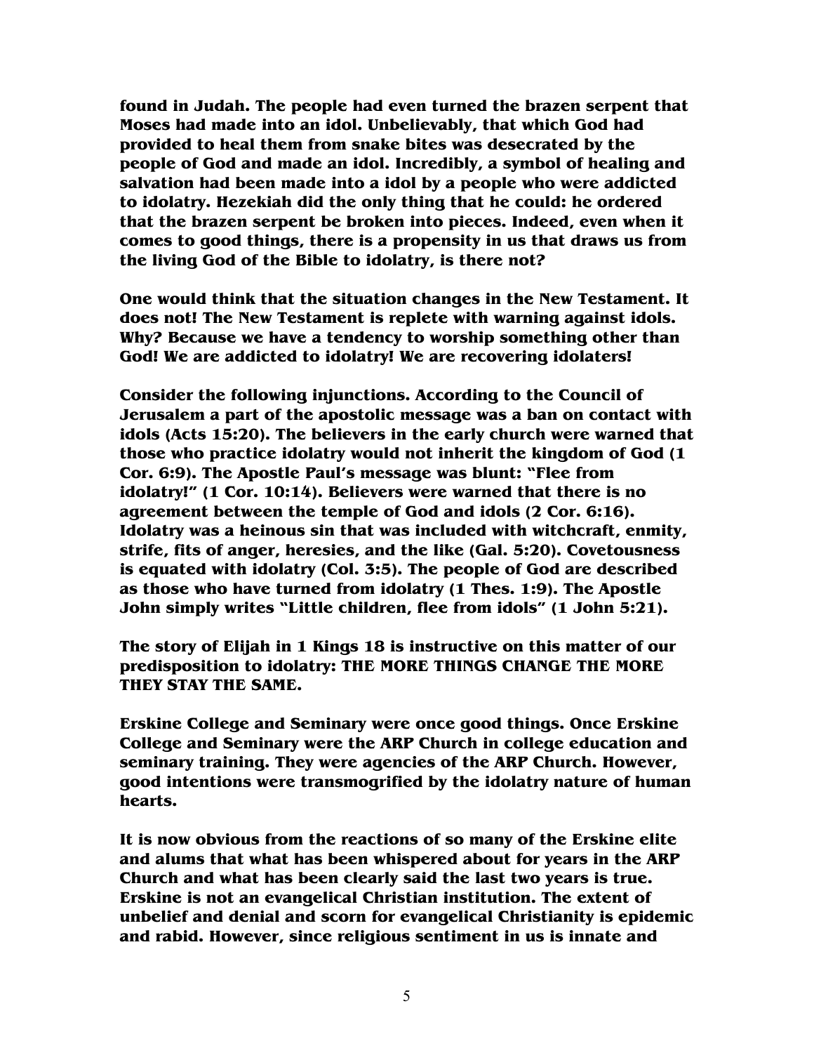found in Judah. The people had even turned the brazen serpent that Moses had made into an idol. Unbelievably, that which God had provided to heal them from snake bites was desecrated by the people of God and made an idol. Incredibly, a symbol of healing and salvation had been made into a idol by a people who were addicted to idolatry. Hezekiah did the only thing that he could: he ordered that the brazen serpent be broken into pieces. Indeed, even when it comes to good things, there is a propensity in us that draws us from the living God of the Bible to idolatry, is there not?

One would think that the situation changes in the New Testament. It does not! The New Testament is replete with warning against idols. Why? Because we have a tendency to worship something other than God! We are addicted to idolatry! We are recovering idolaters!

Consider the following injunctions. According to the Council of Jerusalem a part of the apostolic message was a ban on contact with idols (Acts 15:20). The believers in the early church were warned that those who practice idolatry would not inherit the kingdom of God (1 Cor. 6:9). The Apostle Paul's message was blunt: "Flee from idolatry!" (1 Cor. 10:14). Believers were warned that there is no agreement between the temple of God and idols (2 Cor. 6:16). Idolatry was a heinous sin that was included with witchcraft, enmity, strife, fits of anger, heresies, and the like (Gal. 5:20). Covetousness is equated with idolatry (Col. 3:5). The people of God are described as those who have turned from idolatry (1 Thes. 1:9). The Apostle John simply writes "Little children, flee from idols" (1 John 5:21).

The story of Elijah in 1 Kings 18 is instructive on this matter of our predisposition to idolatry: THE MORE THINGS CHANGE THE MORE THEY STAY THE SAME.

Erskine College and Seminary were once good things. Once Erskine College and Seminary were the ARP Church in college education and seminary training. They were agencies of the ARP Church. However, good intentions were transmogrified by the idolatry nature of human hearts.

It is now obvious from the reactions of so many of the Erskine elite and alums that what has been whispered about for years in the ARP Church and what has been clearly said the last two years is true. Erskine is not an evangelical Christian institution. The extent of unbelief and denial and scorn for evangelical Christianity is epidemic and rabid. However, since religious sentiment in us is innate and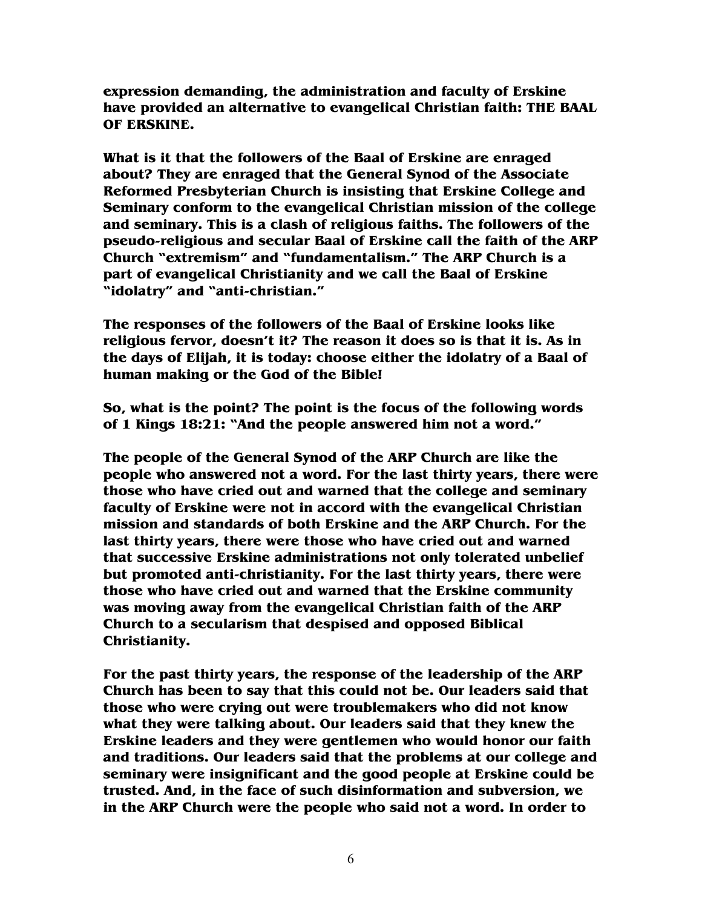**expression demanding, the administration and faculty of Erskine have provided an alternative to evangelical Christian faith: THE BAAL OF ERSKINE.**

**What is it that the followers of the Baal of Erskine are enraged about? They are enraged that the General Synod of the Associate Reformed Presbyterian Church is insisting that Erskine College and Seminary conform to the evangelical Christian mission of the college and seminary. This is a clash of religious faiths. The followers of the pseudo-religious and secular Baal of Erskine call the faith of the ARP Church "extremism" and "fundamentalism." The ARP Church is a part of evangelical Christianity and we call the Baal of Erskine "idolatry" and "anti-christian."**

**The responses of the followers of the Baal of Erskine looks like religious fervor, doesn't it? The reason it does so is that it is. As in the days of Elijah, it is today: choose either the idolatry of a Baal of human making or the God of the Bible!**

**So, what is the point? The point is the focus of the following words of 1 Kings 18:21: "And the people answered him not a word."**

**The people of the General Synod of the ARP Church are like the people who answered not a word. For the last thirty years, there were those who have cried out and warned that the college and seminary faculty of Erskine were not in accord with the evangelical Christian mission and standards of both Erskine and the ARP Church. For the last thirty years, there were those who have cried out and warned that successive Erskine administrations not only tolerated unbelief but promoted anti-christianity. For the last thirty years, there were those who have cried out and warned that the Erskine community was moving away from the evangelical Christian faith of the ARP Church to a secularism that despised and opposed Biblical Christianity.**

**For the past thirty years, the response of the leadership of the ARP Church has been to say that this could not be. Our leaders said that those who were crying out were troublemakers who did not know what they were talking about. Our leaders said that they knew the Erskine leaders and they were gentlemen who would honor our faith and traditions. Our leaders said that the problems at our college and seminary were insignificant and the good people at Erskine could be trusted. And, in the face of such disinformation and subversion, we in the ARP Church were the people who said not a word. In order to**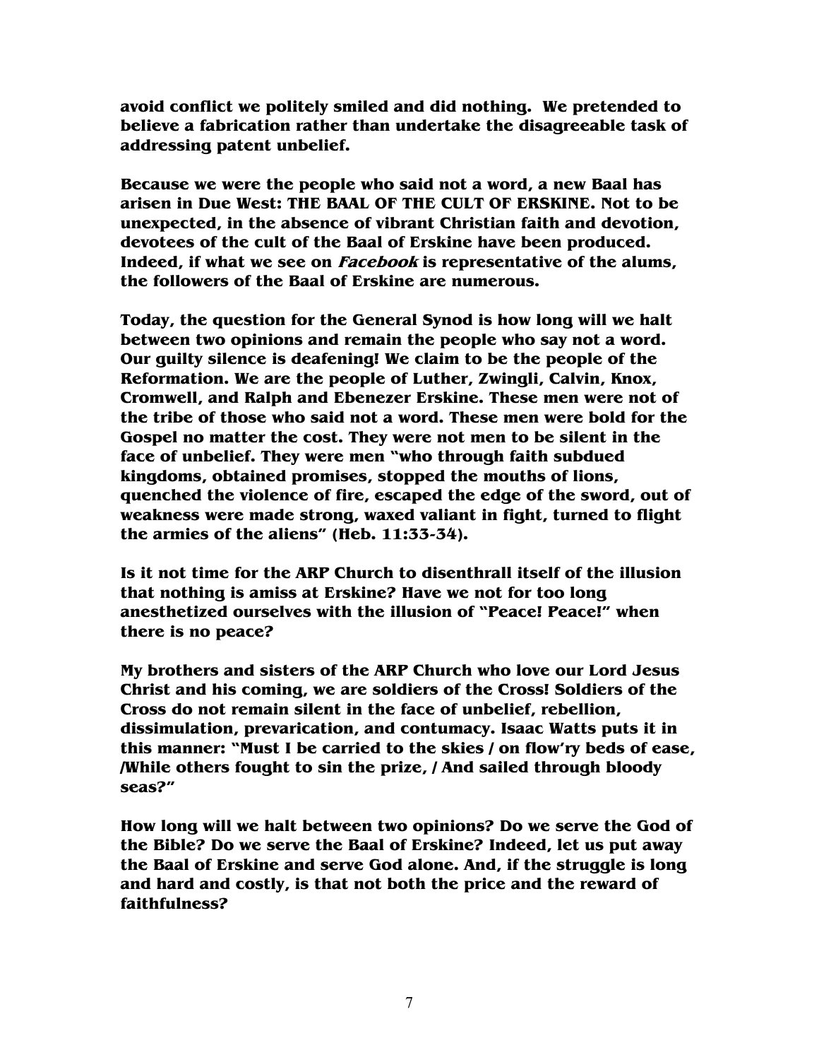**avoid conflict we politely smiled and did nothing. We pretended to believe a fabrication rather than undertake the disagreeable task of addressing patent unbelief.**

**Because we were the people who said not a word, a new Baal has arisen in Due West: THE BAAL OF THE CULT OF ERSKINE. Not to be unexpected, in the absence of vibrant Christian faith and devotion, devotees of the cult of the Baal of Erskine have been produced. Indeed, if what we see on *Facebook* is representative of the alums, the followers of the Baal of Erskine are numerous.**

**Today, the question for the General Synod is how long will we halt between two opinions and remain the people who say not a word. Our guilty silence is deafening! We claim to be the people of the Reformation. We are the people of Luther, Zwingli, Calvin, Knox, Cromwell, and Ralph and Ebenezer Erskine. These men were not of the tribe of those who said not a word. These men were bold for the Gospel no matter the cost. They were not men to be silent in the face of unbelief. They were men "who through faith subdued kingdoms, obtained promises, stopped the mouths of lions, quenched the violence of fire, escaped the edge of the sword, out of weakness were made strong, waxed valiant in fight, turned to flight the armies of the aliens" (Heb. 11:33-34).**

**Is it not time for the ARP Church to disenthrall itself of the illusion that nothing is amiss at Erskine? Have we not for too long anesthetized ourselves with the illusion of "Peace! Peace!" when there is no peace?**

**My brothers and sisters of the ARP Church who love our Lord Jesus Christ and his coming, we are soldiers of the Cross! Soldiers of the Cross do not remain silent in the face of unbelief, rebellion, dissimulation, prevarication, and contumacy. Isaac Watts puts it in this manner: "Must I be carried to the skies / on flow'ry beds of ease, /While others fought to sin the prize, / And sailed through bloody seas?"**

**How long will we halt between two opinions? Do we serve the God of the Bible? Do we serve the Baal of Erskine? Indeed, let us put away the Baal of Erskine and serve God alone. And, if the struggle is long and hard and costly, is that not both the price and the reward of faithfulness?**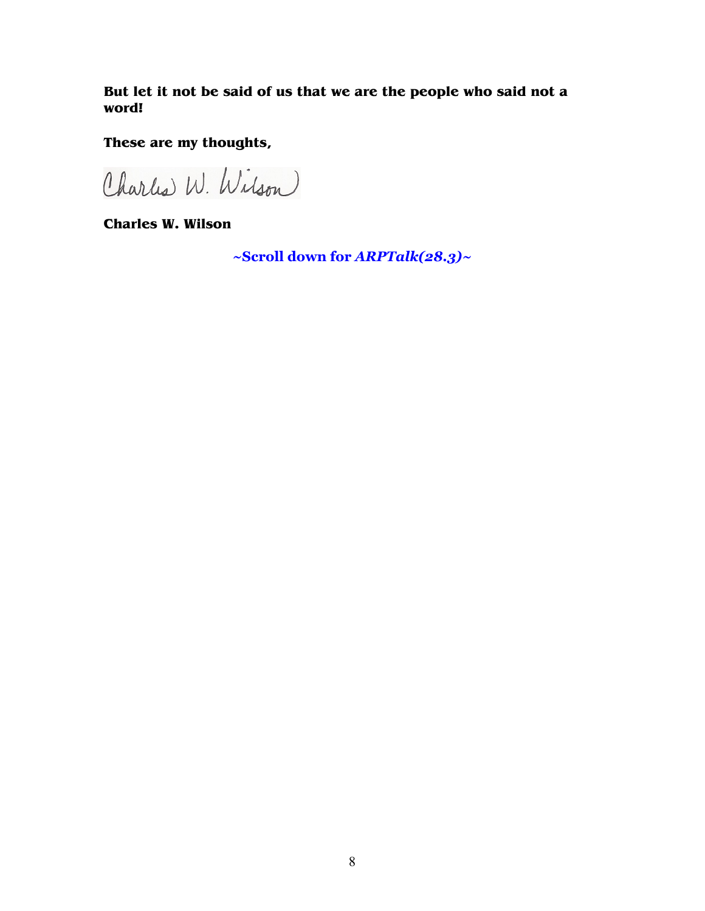**But let it not be said of us that we are the people who said not a word!**

**These are my thoughts,**

**Charles W. Wilson**

**~Scroll down for *ARPTalk(28.3)*~**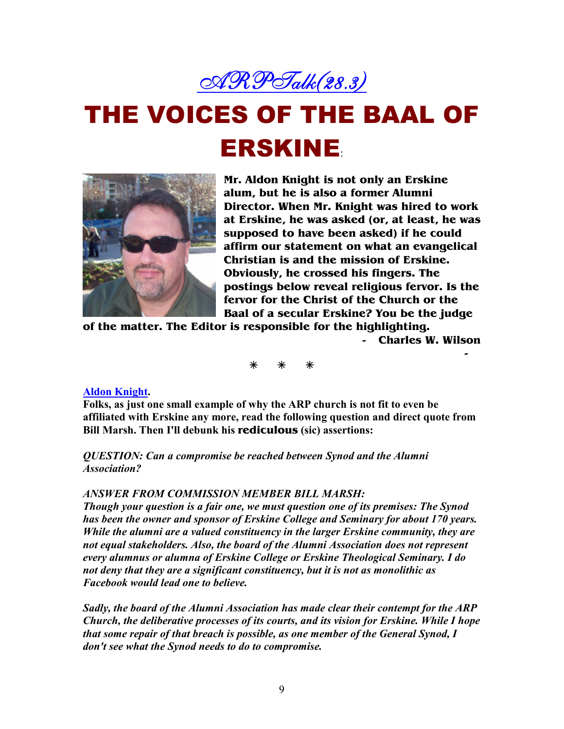[ARPTalk(28.3)]

# THE VOICES OF THE BAAL OF ERSKINE:

**Mr. Aldon Knight is not only an Erskine alum, but he is also a former Alumni Director. When Mr. Knight was hired to work at Erskine, he was asked (or, at least, he was supposed to have been asked) if he could affirm our statement on what an evangelical Christian is and the mission of Erskine. Obviously, he crossed his fingers. The postings below reveal religious fervor. Is the fervor for the Christ of the Church or the Baal of a secular Erskine? You be the judge of the matter. The Editor is responsible for the highlighting.**

**- Charles W. Wilson**

\* \* \*

**Aldon Knight.**

**Folks, as just one small example of why the ARP church is not fit to even be affiliated with Erskine any more, read the following question and direct quote from Bill Marsh. Then I'll debunk his rediculous (sic) assertions:**

***QUESTION: Can a compromise be reached between Synod and the Alumni Association?***

***ANSWER FROM COMMISSION MEMBER BILL MARSH:***

***Though your question is a fair one, we must question one of its premises: The Synod has been the owner and sponsor of Erskine College and Seminary for about 170 years. While the alumni are a valued constituency in the larger Erskine community, they are not equal stakeholders. Also, the board of the Alumni Association does not represent every alumnus or alumna of Erskine College or Erskine Theological Seminary. I do not deny that they are a significant constituency, but it is not as monolithic as Facebook would lead one to believe.***

***Sadly, the board of the Alumni Association has made clear their contempt for the ARP Church, the deliberative processes of its courts, and its vision for Erskine. While I hope that some repair of that breach is possible, as one member of the General Synod, I don't see what the Synod needs to do to compromise.***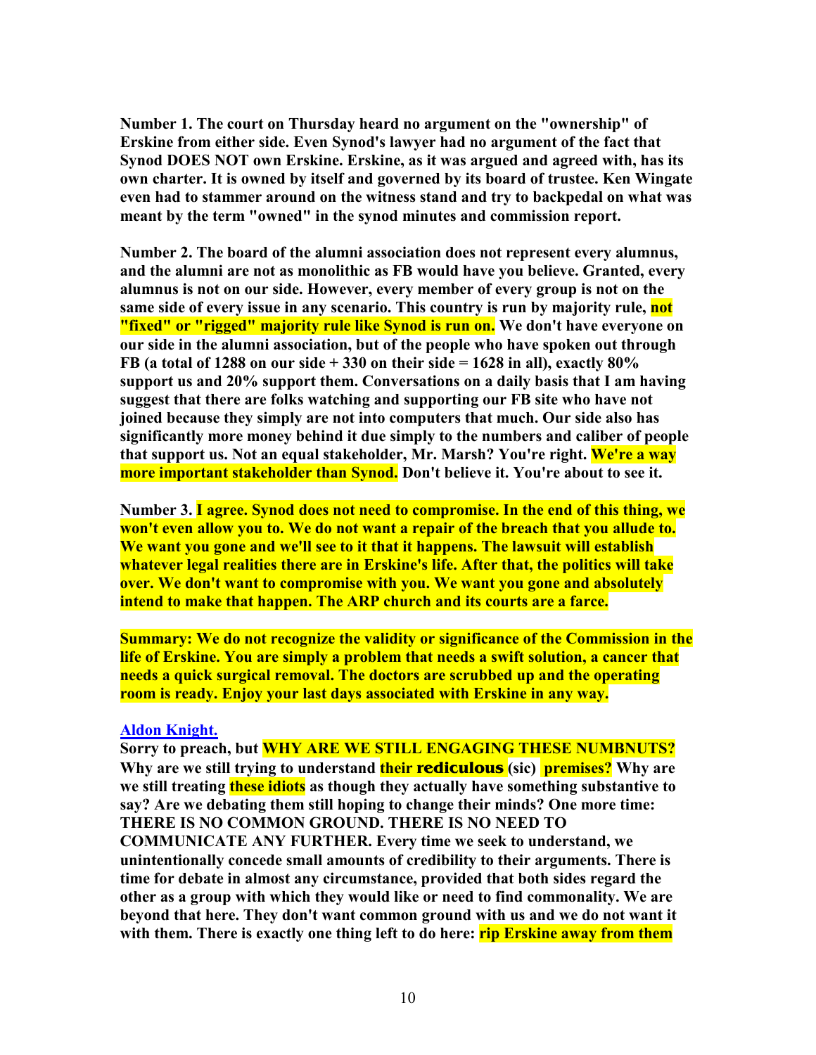**Number 1. The court on Thursday heard no argument on the "ownership" of Erskine from either side. Even Synod's lawyer had no argument of the fact that Synod DOES NOT own Erskine. Erskine, as it was argued and agreed with, has its own charter. It is owned by itself and governed by its board of trustee. Ken Wingate even had to stammer around on the witness stand and try to backpedal on what was meant by the term "owned" in the synod minutes and commission report.**

**Number 2. The board of the alumni association does not represent every alumnus, and the alumni are not as monolithic as FB would have you believe. Granted, every alumnus is not on our side. However, every member of every group is not on the same side of every issue in any scenario. This country is run by majority rule, not "fixed" or "rigged" majority rule like Synod is run on. We don't have everyone on our side in the alumni association, but of the people who have spoken out through FB (a total of 1288 on our side + 330 on their side = 1628 in all), exactly 80% support us and 20% support them. Conversations on a daily basis that I am having suggest that there are folks watching and supporting our FB site who have not joined because they simply are not into computers that much. Our side also has significantly more money behind it due simply to the numbers and caliber of people that support us. Not an equal stakeholder, Mr. Marsh? You're right. We're a way more important stakeholder than Synod. Don't believe it. You're about to see it.**

**Number 3. I agree. Synod does not need to compromise. In the end of this thing, we won't even allow you to. We do not want a repair of the breach that you allude to. We want you gone and we'll see to it that it happens. The lawsuit will establish whatever legal realities there are in Erskine's life. After that, the politics will take over. We don't want to compromise with you. We want you gone and absolutely intend to make that happen. The ARP church and its courts are a farce.**

**Summary: We do not recognize the validity or significance of the Commission in the life of Erskine. You are simply a problem that needs a swift solution, a cancer that needs a quick surgical removal. The doctors are scrubbed up and the operating room is ready. Enjoy your last days associated with Erskine in any way.**

**Aldon Knight.**
**Sorry to preach, but WHY ARE WE STILL ENGAGING THESE NUMBNUTS? Why are we still trying to understand their rediculous (sic) premises? Why are we still treating these idiots as though they actually have something substantive to say? Are we debating them still hoping to change their minds? One more time: THERE IS NO COMMON GROUND. THERE IS NO NEED TO COMMUNICATE ANY FURTHER. Every time we seek to understand, we unintentionally concede small amounts of credibility to their arguments. There is time for debate in almost any circumstance, provided that both sides regard the other as a group with which they would like or need to find commonality. We are beyond that here. They don't want common ground with us and we do not want it with them. There is exactly one thing left to do here: rip Erskine away from them**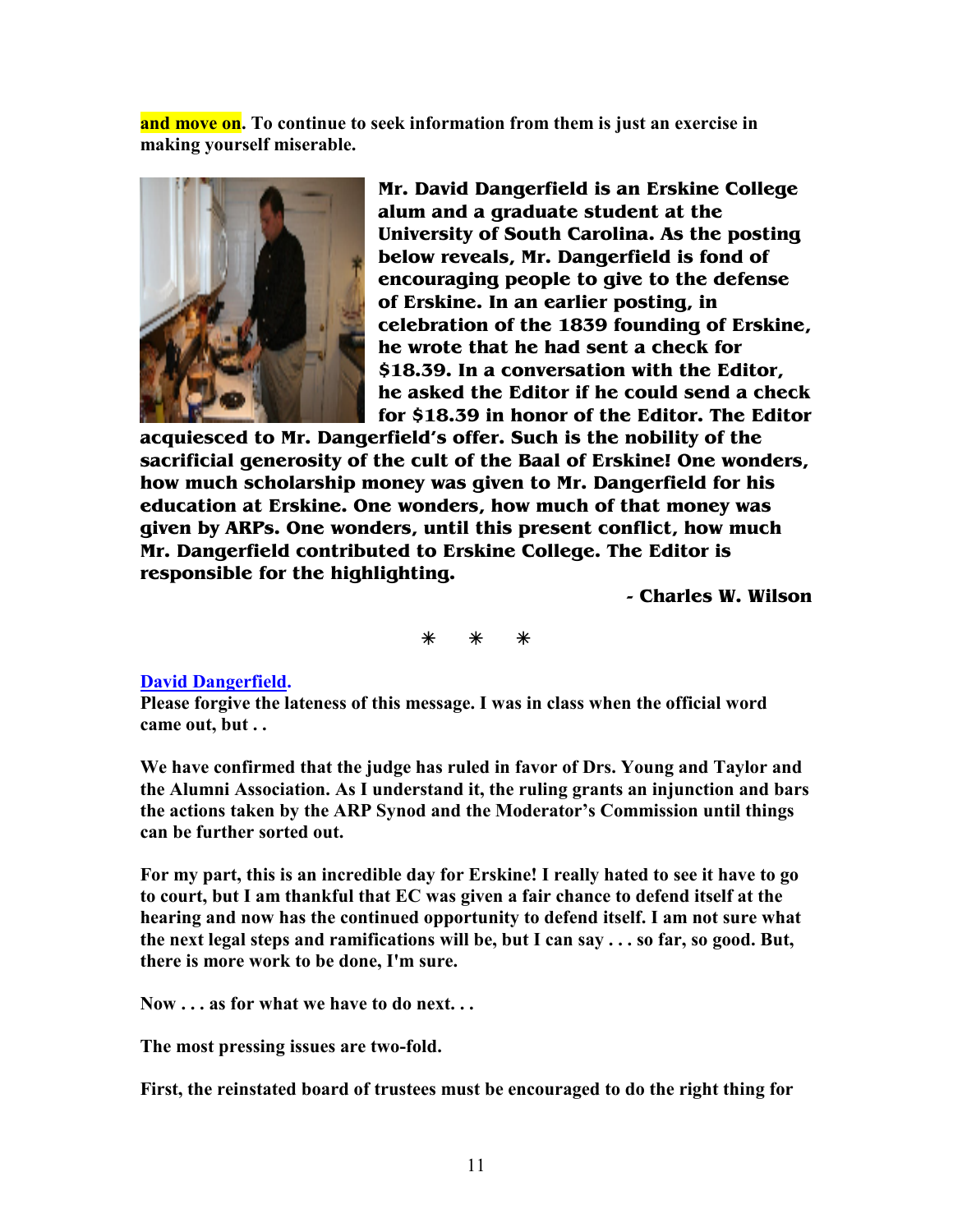**and move on. To continue to seek information from them is just an exercise in making yourself miserable.**

**Mr. David Dangerfield is an Erskine College alum and a graduate student at the University of South Carolina. As the posting below reveals, Mr. Dangerfield is fond of encouraging people to give to the defense of Erskine. In an earlier posting, in celebration of the 1839 founding of Erskine, he wrote that he had sent a check for $18.39. In a conversation with the Editor, he asked the Editor if he could send a check for $18.39 in honor of the Editor. The Editor acquiesced to Mr. Dangerfield's offer. Such is the nobility of the sacrificial generosity of the cult of the Baal of Erskine! One wonders, how much scholarship money was given to Mr. Dangerfield for his education at Erskine. One wonders, how much of that money was given by ARPs. One wonders, until this present conflict, how much Mr. Dangerfield contributed to Erskine College. The Editor is responsible for the highlighting.**

**- Charles W. Wilson**

\* \* \*

**David Dangerfield.**
**Please forgive the lateness of this message. I was in class when the official word came out, but . .**

**We have confirmed that the judge has ruled in favor of Drs. Young and Taylor and the Alumni Association. As I understand it, the ruling grants an injunction and bars the actions taken by the ARP Synod and the Moderator's Commission until things can be further sorted out.**

**For my part, this is an incredible day for Erskine! I really hated to see it have to go to court, but I am thankful that EC was given a fair chance to defend itself at the hearing and now has the continued opportunity to defend itself. I am not sure what the next legal steps and ramifications will be, but I can say . . . so far, so good. But, there is more work to be done, I'm sure.**

**Now . . . as for what we have to do next. . .**

**The most pressing issues are two-fold.**

**First, the reinstated board of trustees must be encouraged to do the right thing for**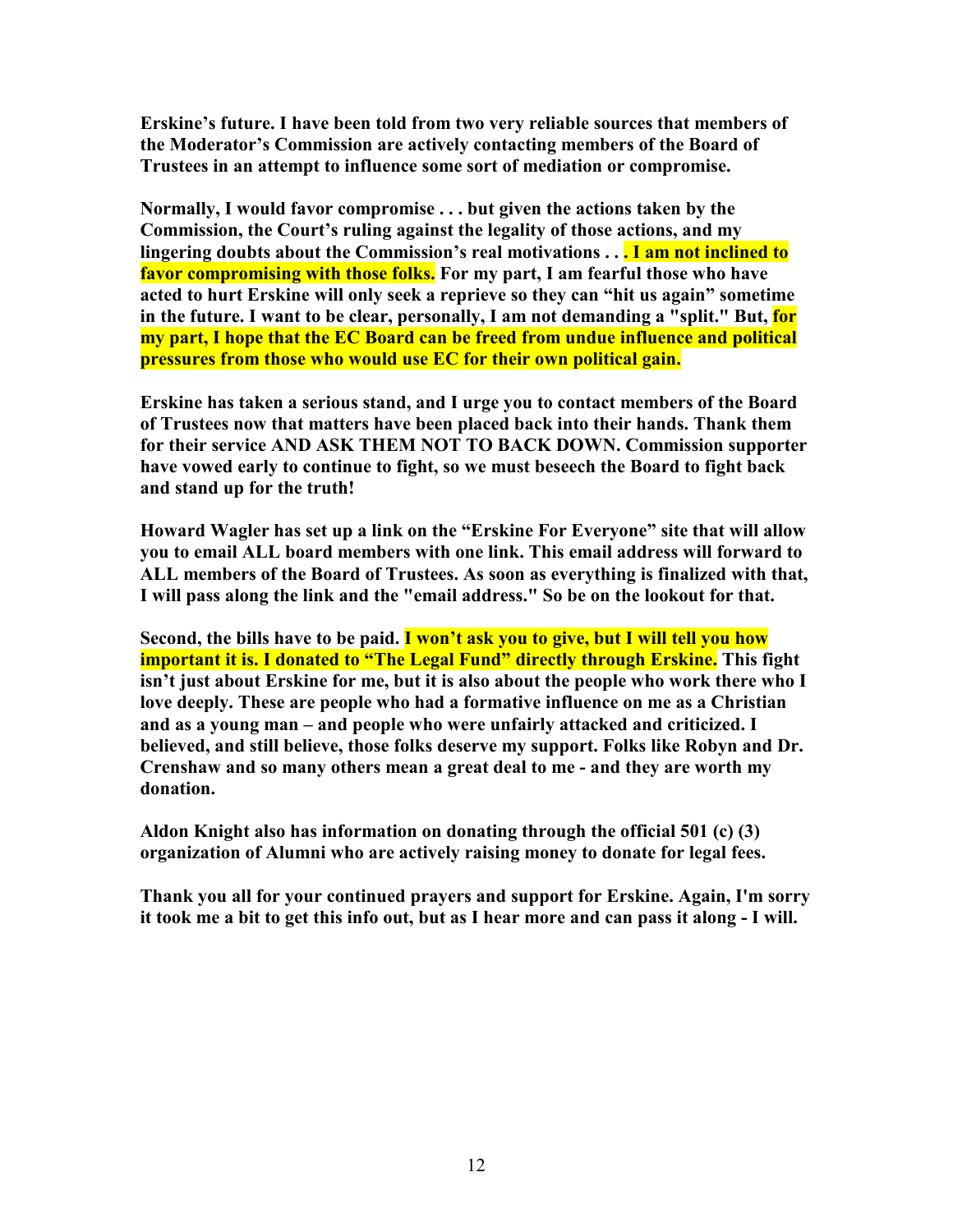**Erskine's future. I have been told from two very reliable sources that members of the Moderator's Commission are actively contacting members of the Board of Trustees in an attempt to influence some sort of mediation or compromise.**

**Normally, I would favor compromise . . . but given the actions taken by the Commission, the Court's ruling against the legality of those actions, and my lingering doubts about the Commission's real motivations . . . I am not inclined to favor compromising with those folks. For my part, I am fearful those who have acted to hurt Erskine will only seek a reprieve so they can "hit us again" sometime in the future. I want to be clear, personally, I am not demanding a "split." But, for my part, I hope that the EC Board can be freed from undue influence and political pressures from those who would use EC for their own political gain.**

**Erskine has taken a serious stand, and I urge you to contact members of the Board of Trustees now that matters have been placed back into their hands. Thank them for their service AND ASK THEM NOT TO BACK DOWN. Commission supporter have vowed early to continue to fight, so we must beseech the Board to fight back and stand up for the truth!**

**Howard Wagler has set up a link on the "Erskine For Everyone" site that will allow you to email ALL board members with one link. This email address will forward to ALL members of the Board of Trustees. As soon as everything is finalized with that, I will pass along the link and the "email address." So be on the lookout for that.**

**Second, the bills have to be paid. I won't ask you to give, but I will tell you how important it is. I donated to "The Legal Fund" directly through Erskine. This fight isn't just about Erskine for me, but it is also about the people who work there who I love deeply. These are people who had a formative influence on me as a Christian and as a young man – and people who were unfairly attacked and criticized. I believed, and still believe, those folks deserve my support. Folks like Robyn and Dr. Crenshaw and so many others mean a great deal to me - and they are worth my donation.**

**Aldon Knight also has information on donating through the official 501 (c) (3) organization of Alumni who are actively raising money to donate for legal fees.**

**Thank you all for your continued prayers and support for Erskine. Again, I'm sorry it took me a bit to get this info out, but as I hear more and can pass it along - I will.**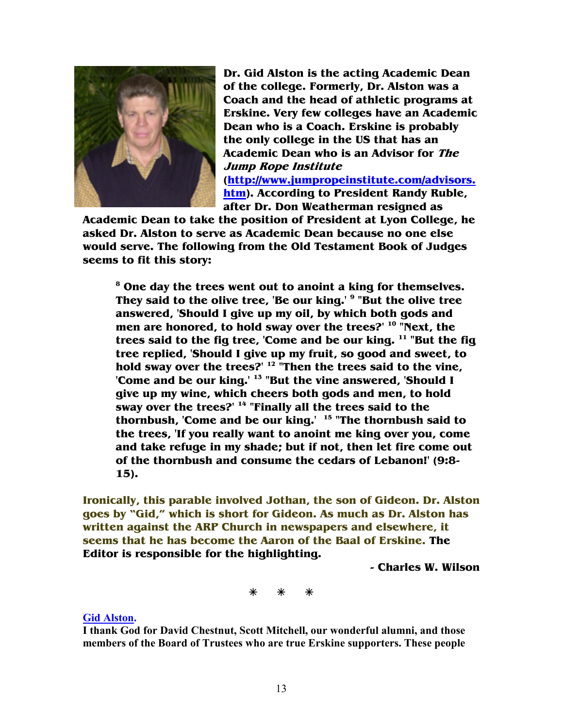**Dr. Gid Alston is the acting Academic Dean of the college. Formerly, Dr. Alston was a Coach and the head of athletic programs at Erskine. Very few colleges have an Academic Dean who is a Coach. Erskine is probably the only college in the US that has an Academic Dean who is an Advisor for *The Jump Rope Institute* ([http://www.jumpropeinstitute.com/advisors.htm](http://www.jumpropeinstitute.com/advisors.htm)). According to President Randy Ruble, after Dr. Don Weatherman resigned as Academic Dean to take the position of President at Lyon College, he asked Dr. Alston to serve as Academic Dean because no one else would serve. The following from the Old Testament Book of Judges seems to fit this story:**

> **[8] One day the trees went out to anoint a king for themselves. They said to the olive tree, 'Be our king.' [9] "But the olive tree answered, 'Should I give up my oil, by which both gods and men are honored, to hold sway over the trees?' [10] "Next, the trees said to the fig tree, 'Come and be our king. [11] "But the fig tree replied, 'Should I give up my fruit, so good and sweet, to hold sway over the trees?' [12] "Then the trees said to the vine, 'Come and be our king.' [13] "But the vine answered, 'Should I give up my wine, which cheers both gods and men, to hold sway over the trees?' [14] "Finally all the trees said to the thornbush, 'Come and be our king.' [15] "The thornbush said to the trees, 'If you really want to anoint me king over you, come and take refuge in my shade; but if not, then let fire come out of the thornbush and consume the cedars of Lebanon!' (9:8-15).**

**Ironically, this parable involved Jothan, the son of Gideon. Dr. Alston goes by "Gid," which is short for Gideon. As much as Dr. Alston has written against the ARP Church in newspapers and elsewhere, it seems that he has become the Aaron of the Baal of Erskine. The Editor is responsible for the highlighting.**

**- Charles W. Wilson**

\* \* \*

**Gid Alston.**

**I thank God for David Chestnut, Scott Mitchell, our wonderful alumni, and those members of the Board of Trustees who are true Erskine supporters. These people**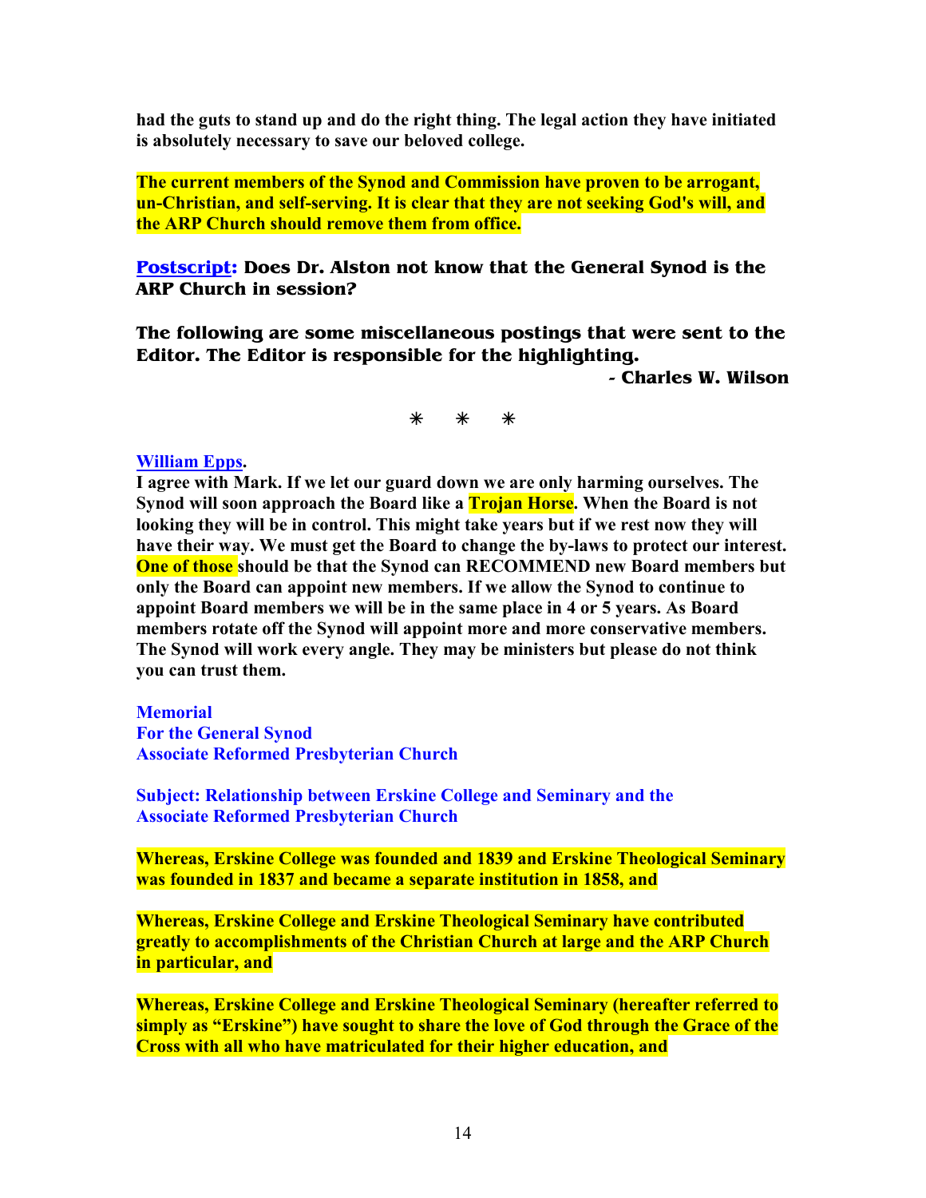**had the guts to stand up and do the right thing. The legal action they have initiated is absolutely necessary to save our beloved college.**

**The current members of the Synod and Commission have proven to be arrogant, un-Christian, and self-serving. It is clear that they are not seeking God's will, and the ARP Church should remove them from office.**

**Postscript: Does Dr. Alston not know that the General Synod is the ARP Church in session?**

**The following are some miscellaneous postings that were sent to the Editor. The Editor is responsible for the highlighting.**

**- Charles W. Wilson**

\* \* \*

**William Epps.**

**I agree with Mark. If we let our guard down we are only harming ourselves. The Synod will soon approach the Board like a Trojan Horse. When the Board is not looking they will be in control. This might take years but if we rest now they will have their way. We must get the Board to change the by-laws to protect our interest. One of those should be that the Synod can RECOMMEND new Board members but only the Board can appoint new members. If we allow the Synod to continue to appoint Board members we will be in the same place in 4 or 5 years. As Board members rotate off the Synod will appoint more and more conservative members. The Synod will work every angle. They may be ministers but please do not think you can trust them.**

**Memorial**
**For the General Synod**
**Associate Reformed Presbyterian Church**

**Subject: Relationship between Erskine College and Seminary and the Associate Reformed Presbyterian Church**

**Whereas, Erskine College was founded and 1839 and Erskine Theological Seminary was founded in 1837 and became a separate institution in 1858, and**

**Whereas, Erskine College and Erskine Theological Seminary have contributed greatly to accomplishments of the Christian Church at large and the ARP Church in particular, and**

**Whereas, Erskine College and Erskine Theological Seminary (hereafter referred to simply as "Erskine") have sought to share the love of God through the Grace of the Cross with all who have matriculated for their higher education, and**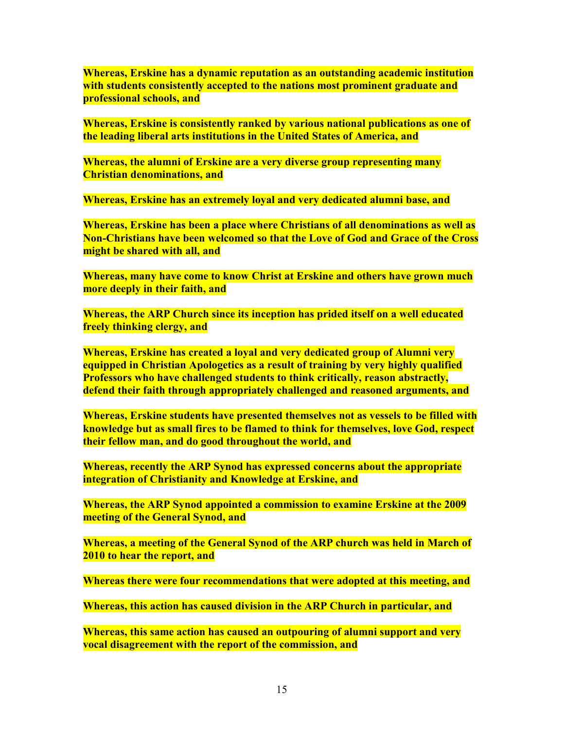**Whereas, Erskine has a dynamic reputation as an outstanding academic institution with students consistently accepted to the nations most prominent graduate and professional schools, and**

**Whereas, Erskine is consistently ranked by various national publications as one of the leading liberal arts institutions in the United States of America, and**

**Whereas, the alumni of Erskine are a very diverse group representing many Christian denominations, and**

**Whereas, Erskine has an extremely loyal and very dedicated alumni base, and**

**Whereas, Erskine has been a place where Christians of all denominations as well as Non-Christians have been welcomed so that the Love of God and Grace of the Cross might be shared with all, and**

**Whereas, many have come to know Christ at Erskine and others have grown much more deeply in their faith, and**

**Whereas, the ARP Church since its inception has prided itself on a well educated freely thinking clergy, and**

**Whereas, Erskine has created a loyal and very dedicated group of Alumni very equipped in Christian Apologetics as a result of training by very highly qualified Professors who have challenged students to think critically, reason abstractly, defend their faith through appropriately challenged and reasoned arguments, and**

**Whereas, Erskine students have presented themselves not as vessels to be filled with knowledge but as small fires to be flamed to think for themselves, love God, respect their fellow man, and do good throughout the world, and**

**Whereas, recently the ARP Synod has expressed concerns about the appropriate integration of Christianity and Knowledge at Erskine, and**

**Whereas, the ARP Synod appointed a commission to examine Erskine at the 2009 meeting of the General Synod, and**

**Whereas, a meeting of the General Synod of the ARP church was held in March of 2010 to hear the report, and**

**Whereas there were four recommendations that were adopted at this meeting, and**

**Whereas, this action has caused division in the ARP Church in particular, and**

**Whereas, this same action has caused an outpouring of alumni support and very vocal disagreement with the report of the commission, and**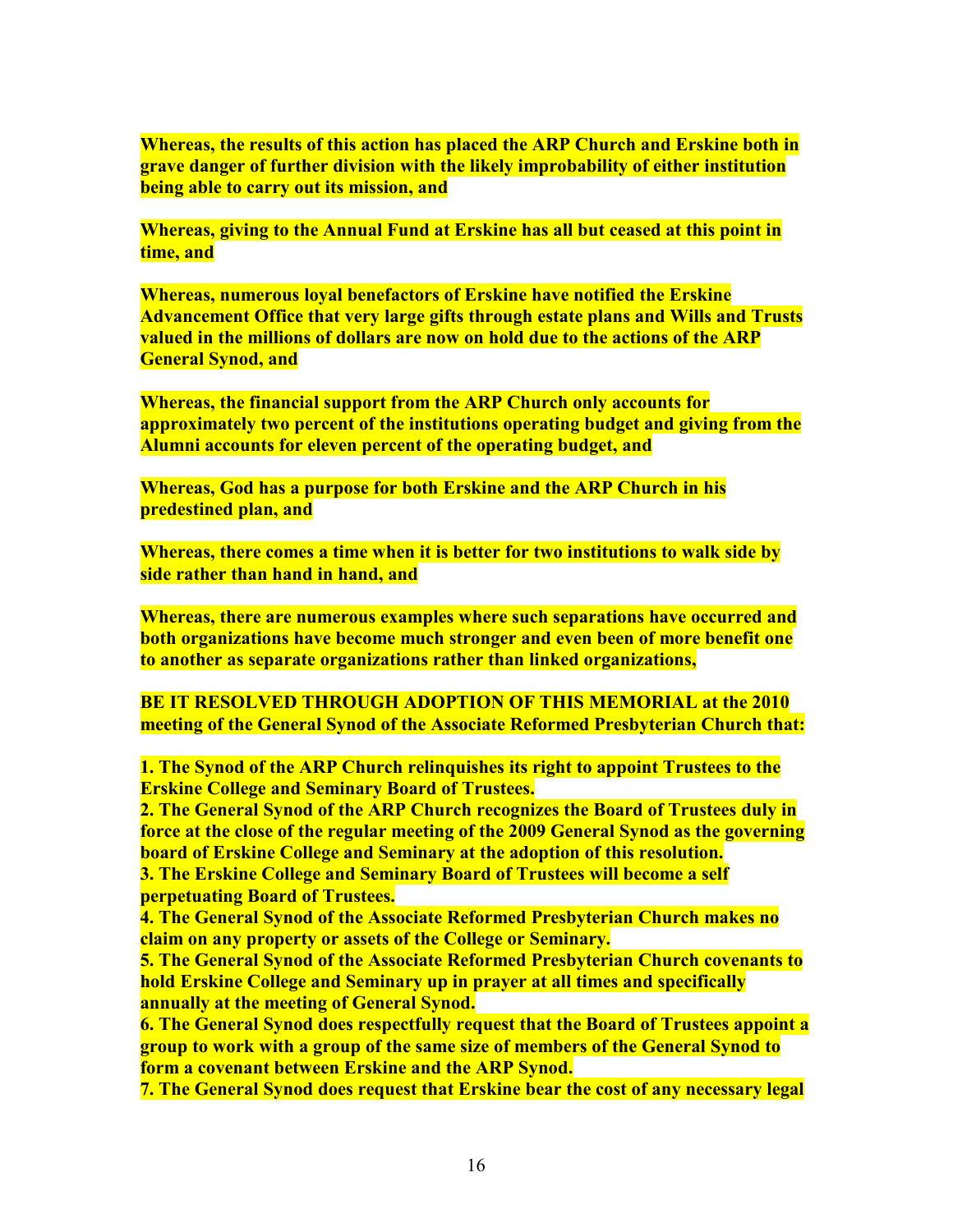**Whereas, the results of this action has placed the ARP Church and Erskine both in grave danger of further division with the likely improbability of either institution being able to carry out its mission, and**

**Whereas, giving to the Annual Fund at Erskine has all but ceased at this point in time, and**

**Whereas, numerous loyal benefactors of Erskine have notified the Erskine Advancement Office that very large gifts through estate plans and Wills and Trusts valued in the millions of dollars are now on hold due to the actions of the ARP General Synod, and**

**Whereas, the financial support from the ARP Church only accounts for approximately two percent of the institutions operating budget and giving from the Alumni accounts for eleven percent of the operating budget, and**

**Whereas, God has a purpose for both Erskine and the ARP Church in his predestined plan, and**

**Whereas, there comes a time when it is better for two institutions to walk side by side rather than hand in hand, and**

**Whereas, there are numerous examples where such separations have occurred and both organizations have become much stronger and even been of more benefit one to another as separate organizations rather than linked organizations,**

**BE IT RESOLVED THROUGH ADOPTION OF THIS MEMORIAL at the 2010 meeting of the General Synod of the Associate Reformed Presbyterian Church that:**

**1. The Synod of the ARP Church relinquishes its right to appoint Trustees to the Erskine College and Seminary Board of Trustees.**
**2. The General Synod of the ARP Church recognizes the Board of Trustees duly in force at the close of the regular meeting of the 2009 General Synod as the governing board of Erskine College and Seminary at the adoption of this resolution.**
**3. The Erskine College and Seminary Board of Trustees will become a self perpetuating Board of Trustees.**
**4. The General Synod of the Associate Reformed Presbyterian Church makes no claim on any property or assets of the College or Seminary.**
**5. The General Synod of the Associate Reformed Presbyterian Church covenants to hold Erskine College and Seminary up in prayer at all times and specifically annually at the meeting of General Synod.**
**6. The General Synod does respectfully request that the Board of Trustees appoint a group to work with a group of the same size of members of the General Synod to form a covenant between Erskine and the ARP Synod.**
**7. The General Synod does request that Erskine bear the cost of any necessary legal**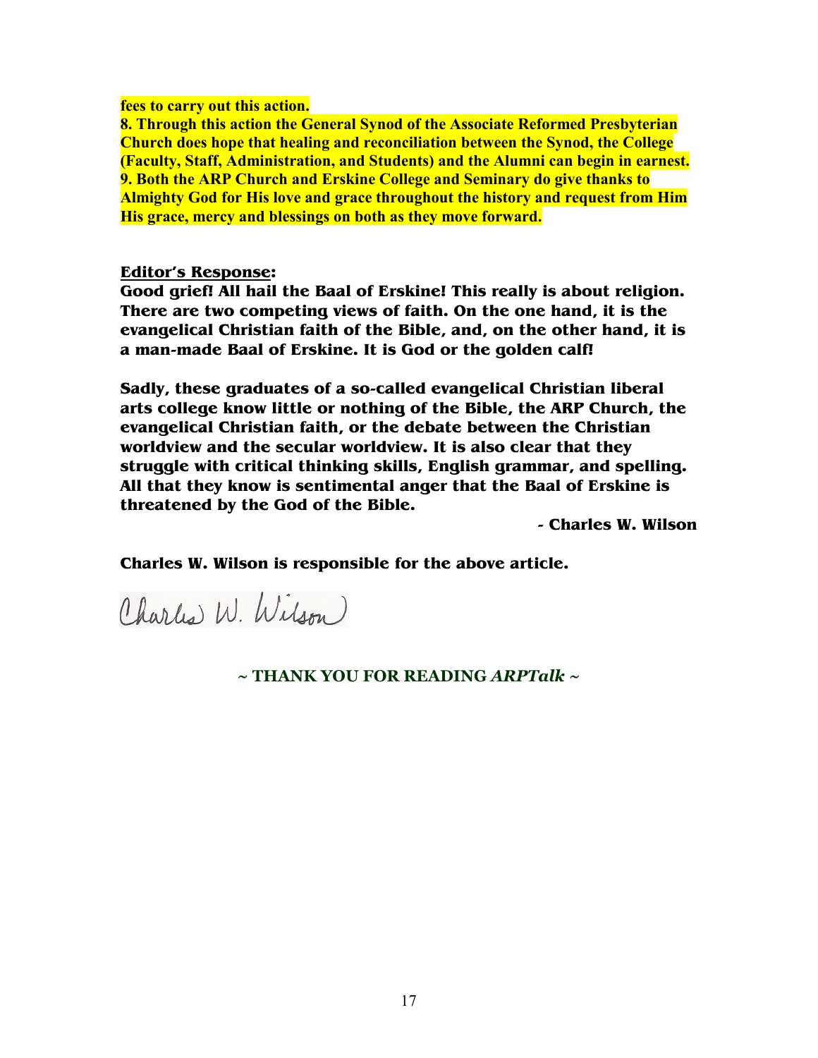**fees to carry out this action.**

**8. Through this action the General Synod of the Associate Reformed Presbyterian Church does hope that healing and reconciliation between the Synod, the College (Faculty, Staff, Administration, and Students) and the Alumni can begin in earnest.**

**9. Both the ARP Church and Erskine College and Seminary do give thanks to Almighty God for His love and grace throughout the history and request from Him His grace, mercy and blessings on both as they move forward.**

**Editor's Response:**

**Good grief! All hail the Baal of Erskine! This really is about religion. There are two competing views of faith. On the one hand, it is the evangelical Christian faith of the Bible, and, on the other hand, it is a man-made Baal of Erskine. It is God or the golden calf!**

**Sadly, these graduates of a so-called evangelical Christian liberal arts college know little or nothing of the Bible, the ARP Church, the evangelical Christian faith, or the debate between the Christian worldview and the secular worldview. It is also clear that they struggle with critical thinking skills, English grammar, and spelling. All that they know is sentimental anger that the Baal of Erskine is threatened by the God of the Bible.**

**- Charles W. Wilson**

**Charles W. Wilson is responsible for the above article.**

Charles W. Wilson

**~ THANK YOU FOR READING *ARPTalk* ~**